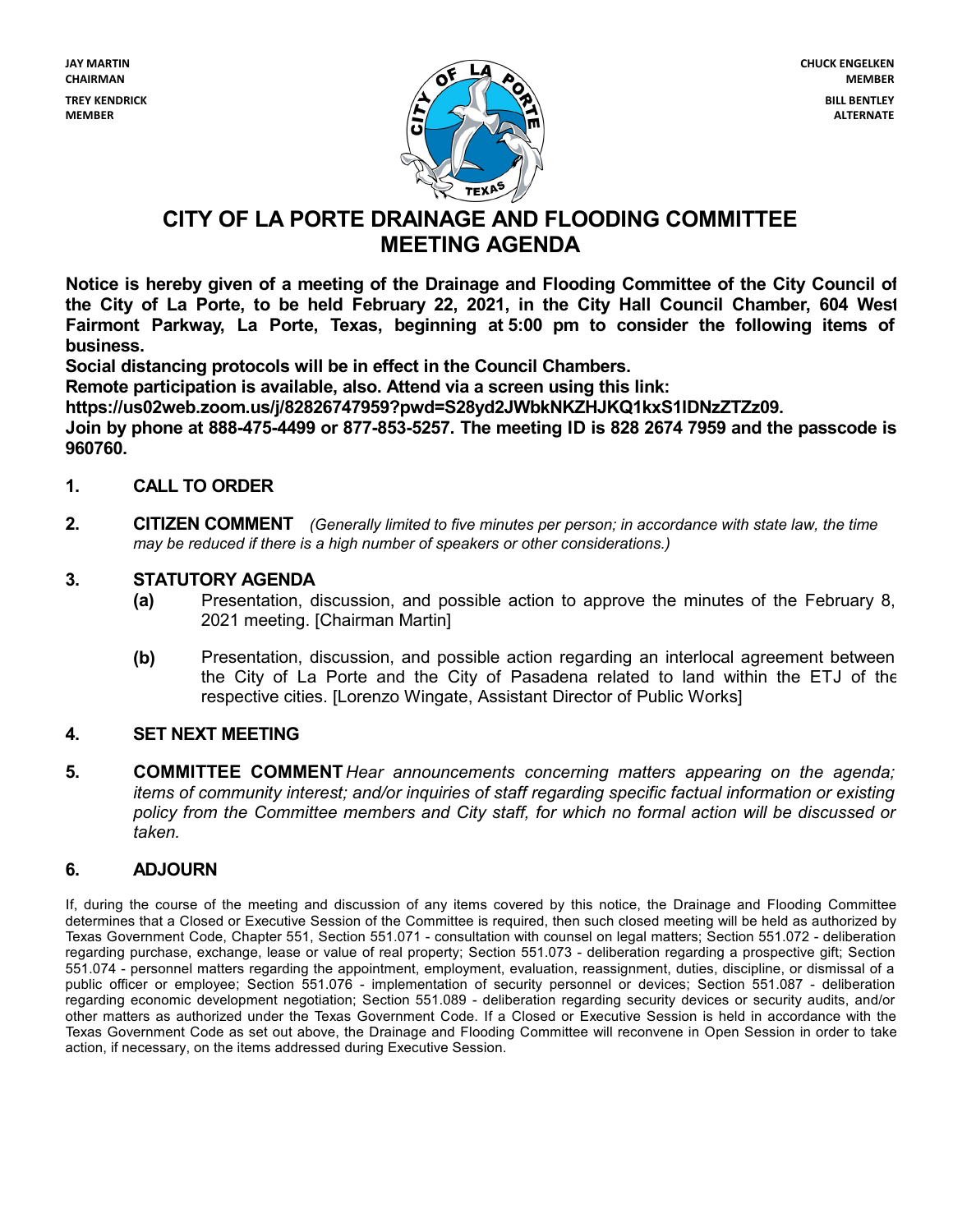JAY MARTIN
CHAIRMAN

TREY KENDRICK
MEMBER

CHUCK ENGELKEN
MEMBER

BILL BENTLEY
ALTERNATE

# CITY OF LA PORTE DRAINAGE AND FLOODING COMMITTEE MEETING AGENDA

**Notice is hereby given of a meeting of the Drainage and Flooding Committee of the City Council of the City of La Porte, to be held February 22, 2021, in the City Hall Council Chamber, 604 West Fairmont Parkway, La Porte, Texas, beginning at 5:00 pm to consider the following items of business.**

**Social distancing protocols will be in effect in the Council Chambers.**

**Remote participation is available, also. Attend via a screen using this link:**

**https://us02web.zoom.us/j/82826747959?pwd=S28yd2JWbkNKZHJKQ1kxS1lDNzZTZz09.**

**Join by phone at 888-475-4499 or 877-853-5257. The meeting ID is 828 2674 7959 and the passcode is 960760.**

**1. CALL TO ORDER**

**2. CITIZEN COMMENT** *(Generally limited to five minutes per person; in accordance with state law, the time may be reduced if there is a high number of speakers or other considerations.)*

**3. STATUTORY AGENDA**

**(a)** Presentation, discussion, and possible action to approve the minutes of the February 8, 2021 meeting. [Chairman Martin]

**(b)** Presentation, discussion, and possible action regarding an interlocal agreement between the City of La Porte and the City of Pasadena related to land within the ETJ of the respective cities. [Lorenzo Wingate, Assistant Director of Public Works]

**4. SET NEXT MEETING**

**5. COMMITTEE COMMENT** *Hear announcements concerning matters appearing on the agenda; items of community interest; and/or inquiries of staff regarding specific factual information or existing policy from the Committee members and City staff, for which no formal action will be discussed or taken.*

**6. ADJOURN**

If, during the course of the meeting and discussion of any items covered by this notice, the Drainage and Flooding Committee determines that a Closed or Executive Session of the Committee is required, then such closed meeting will be held as authorized by Texas Government Code, Chapter 551, Section 551.071 - consultation with counsel on legal matters; Section 551.072 - deliberation regarding purchase, exchange, lease or value of real property; Section 551.073 - deliberation regarding a prospective gift; Section 551.074 - personnel matters regarding the appointment, employment, evaluation, reassignment, duties, discipline, or dismissal of a public officer or employee; Section 551.076 - implementation of security personnel or devices; Section 551.087 - deliberation regarding economic development negotiation; Section 551.089 - deliberation regarding security devices or security audits, and/or other matters as authorized under the Texas Government Code. If a Closed or Executive Session is held in accordance with the Texas Government Code as set out above, the Drainage and Flooding Committee will reconvene in Open Session in order to take action, if necessary, on the items addressed during Executive Session.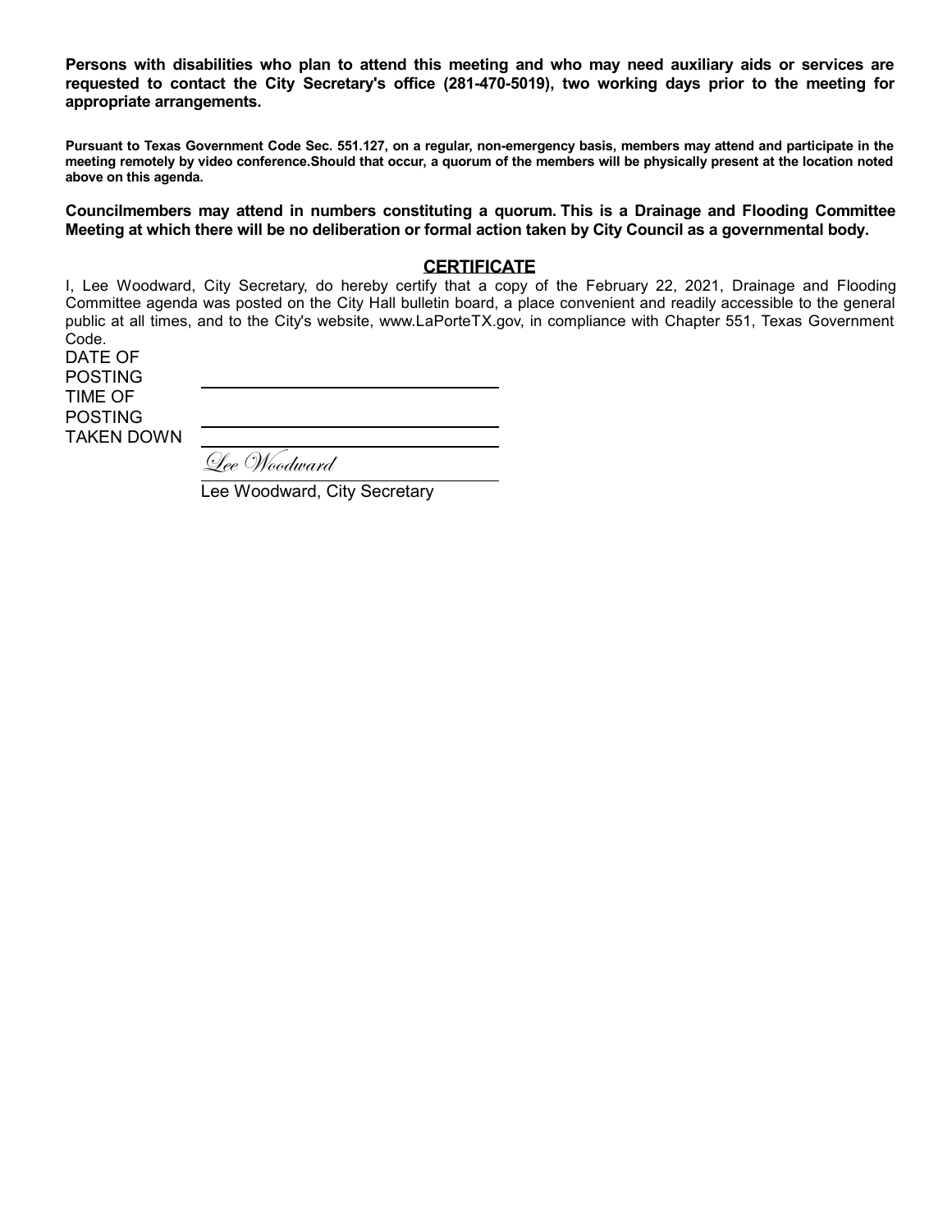**Persons with disabilities who plan to attend this meeting and who may need auxiliary aids or services are requested to contact the City Secretary's office (281-470-5019), two working days prior to the meeting for appropriate arrangements.**

**Pursuant to Texas Government Code Sec. 551.127, on a regular, non-emergency basis, members may attend and participate in the meeting remotely by video conference.Should that occur, a quorum of the members will be physically present at the location noted above on this agenda.**

**Councilmembers may attend in numbers constituting a quorum. This is a Drainage and Flooding Committee Meeting at which there will be no deliberation or formal action taken by City Council as a governmental body.**

## CERTIFICATE

I, Lee Woodward, City Secretary, do hereby certify that a copy of the February 22, 2021, Drainage and Flooding Committee agenda was posted on the City Hall bulletin board, a place convenient and readily accessible to the general public at all times, and to the City's website, www.LaPorteTX.gov, in compliance with Chapter 551, Texas Government Code.

DATE OF POSTING ____________________

TIME OF POSTING ____________________

TAKEN DOWN ____________________

*Lee Woodward*

Lee Woodward, City Secretary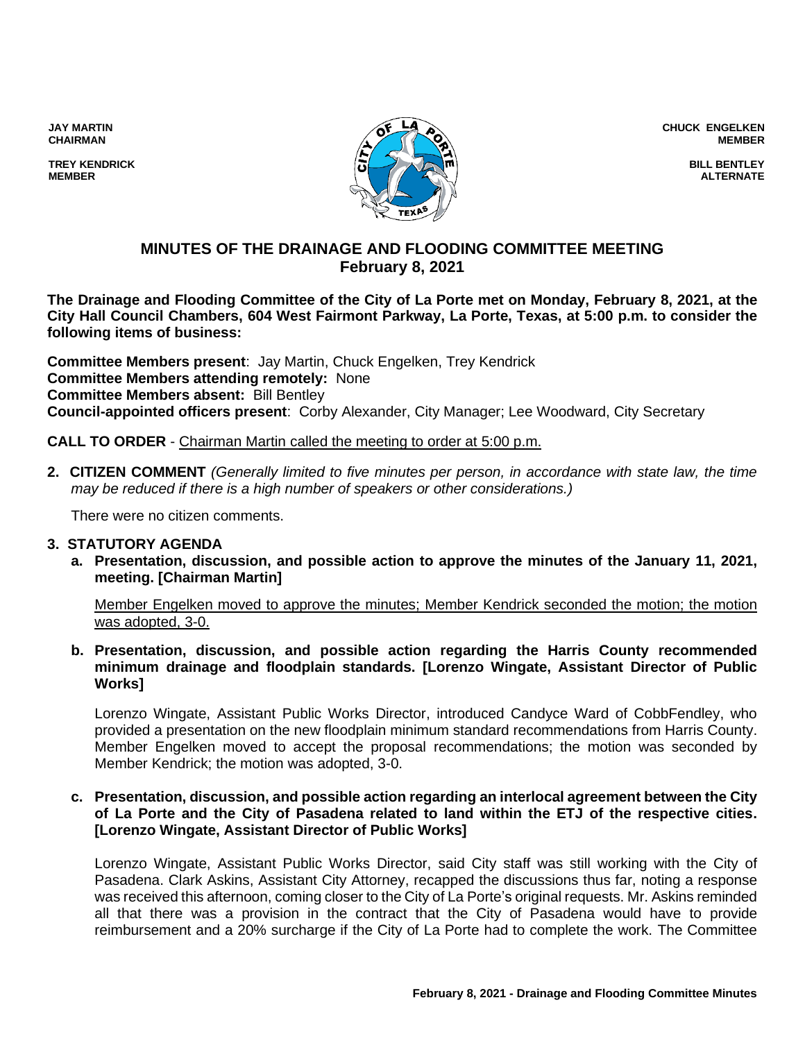JAY MARTIN
CHAIRMAN

TREY KENDRICK
MEMBER

CHUCK ENGELKEN
MEMBER

BILL BENTLEY
ALTERNATE

# MINUTES OF THE DRAINAGE AND FLOODING COMMITTEE MEETING
## February 8, 2021

**The Drainage and Flooding Committee of the City of La Porte met on Monday, February 8, 2021, at the City Hall Council Chambers, 604 West Fairmont Parkway, La Porte, Texas, at 5:00 p.m. to consider the following items of business:**

**Committee Members present**: Jay Martin, Chuck Engelken, Trey Kendrick
**Committee Members attending remotely:** None
**Committee Members absent:** Bill Bentley
**Council-appointed officers present**: Corby Alexander, City Manager; Lee Woodward, City Secretary

**CALL TO ORDER** - Chairman Martin called the meeting to order at 5:00 p.m.

**2. CITIZEN COMMENT** *(Generally limited to five minutes per person, in accordance with state law, the time may be reduced if there is a high number of speakers or other considerations.)*

There were no citizen comments.

**3. STATUTORY AGENDA**

**a. Presentation, discussion, and possible action to approve the minutes of the January 11, 2021, meeting. [Chairman Martin]**

Member Engelken moved to approve the minutes; Member Kendrick seconded the motion; the motion was adopted, 3-0.

**b. Presentation, discussion, and possible action regarding the Harris County recommended minimum drainage and floodplain standards. [Lorenzo Wingate, Assistant Director of Public Works]**

Lorenzo Wingate, Assistant Public Works Director, introduced Candyce Ward of CobbFendley, who provided a presentation on the new floodplain minimum standard recommendations from Harris County. Member Engelken moved to accept the proposal recommendations; the motion was seconded by Member Kendrick; the motion was adopted, 3-0.

**c. Presentation, discussion, and possible action regarding an interlocal agreement between the City of La Porte and the City of Pasadena related to land within the ETJ of the respective cities. [Lorenzo Wingate, Assistant Director of Public Works]**

Lorenzo Wingate, Assistant Public Works Director, said City staff was still working with the City of Pasadena. Clark Askins, Assistant City Attorney, recapped the discussions thus far, noting a response was received this afternoon, coming closer to the City of La Porte's original requests. Mr. Askins reminded all that there was a provision in the contract that the City of Pasadena would have to provide reimbursement and a 20% surcharge if the City of La Porte had to complete the work. The Committee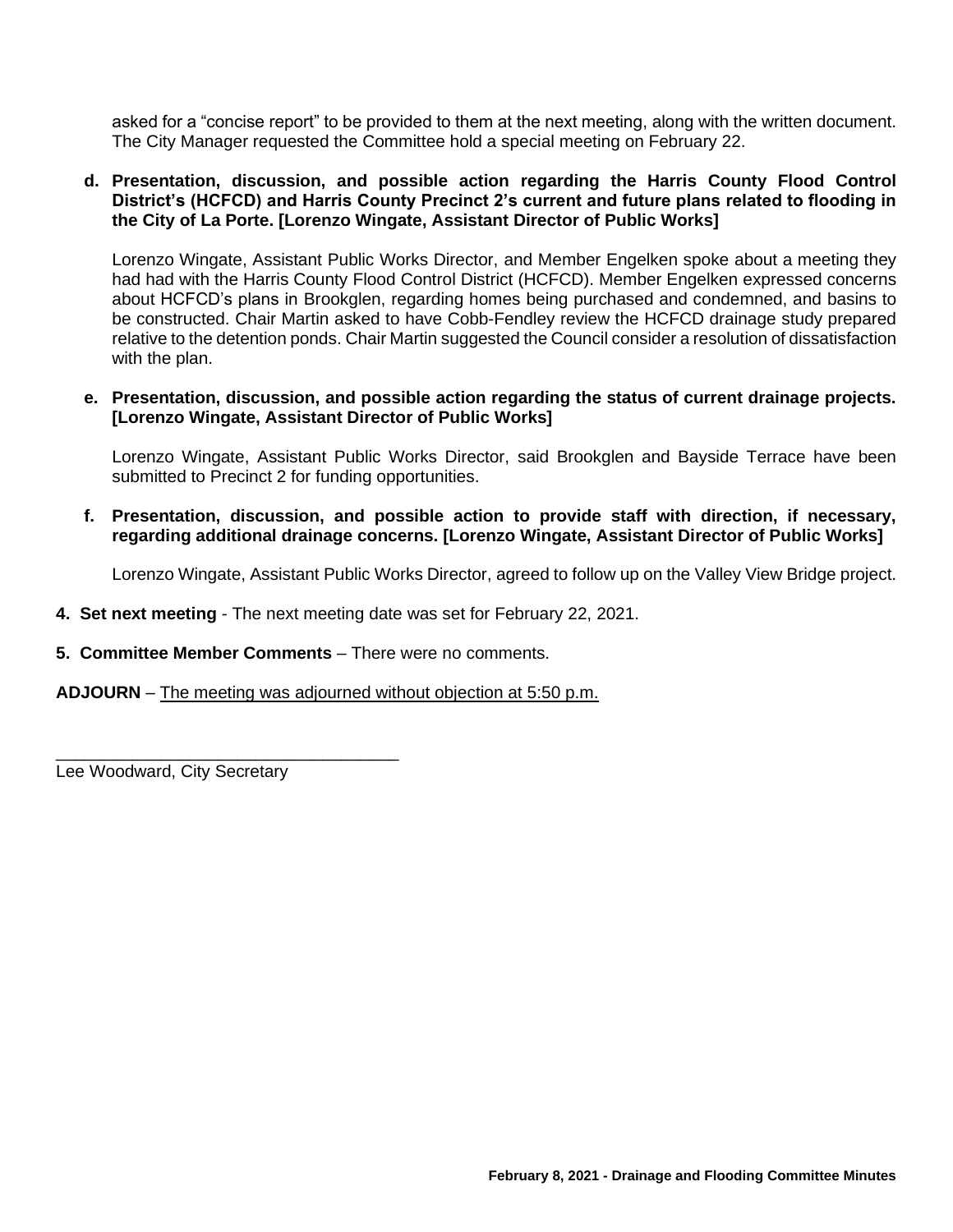asked for a “concise report” to be provided to them at the next meeting, along with the written document. The City Manager requested the Committee hold a special meeting on February 22.

**d. Presentation, discussion, and possible action regarding the Harris County Flood Control District’s (HCFCD) and Harris County Precinct 2’s current and future plans related to flooding in the City of La Porte. [Lorenzo Wingate, Assistant Director of Public Works]**

Lorenzo Wingate, Assistant Public Works Director, and Member Engelken spoke about a meeting they had had with the Harris County Flood Control District (HCFCD). Member Engelken expressed concerns about HCFCD’s plans in Brookglen, regarding homes being purchased and condemned, and basins to be constructed. Chair Martin asked to have Cobb-Fendley review the HCFCD drainage study prepared relative to the detention ponds. Chair Martin suggested the Council consider a resolution of dissatisfaction with the plan.

**e. Presentation, discussion, and possible action regarding the status of current drainage projects. [Lorenzo Wingate, Assistant Director of Public Works]**

Lorenzo Wingate, Assistant Public Works Director, said Brookglen and Bayside Terrace have been submitted to Precinct 2 for funding opportunities.

**f. Presentation, discussion, and possible action to provide staff with direction, if necessary, regarding additional drainage concerns. [Lorenzo Wingate, Assistant Director of Public Works]**

Lorenzo Wingate, Assistant Public Works Director, agreed to follow up on the Valley View Bridge project.

**4. Set next meeting** - The next meeting date was set for February 22, 2021.

**5. Committee Member Comments** – There were no comments.

**ADJOURN** – The meeting was adjourned without objection at 5:50 p.m.

\_\_\_\_\_\_\_\_\_\_\_\_\_\_\_\_\_\_\_\_\_\_\_\_\_\_\_\_\_\_\_\_\_\_\_\_

Lee Woodward, City Secretary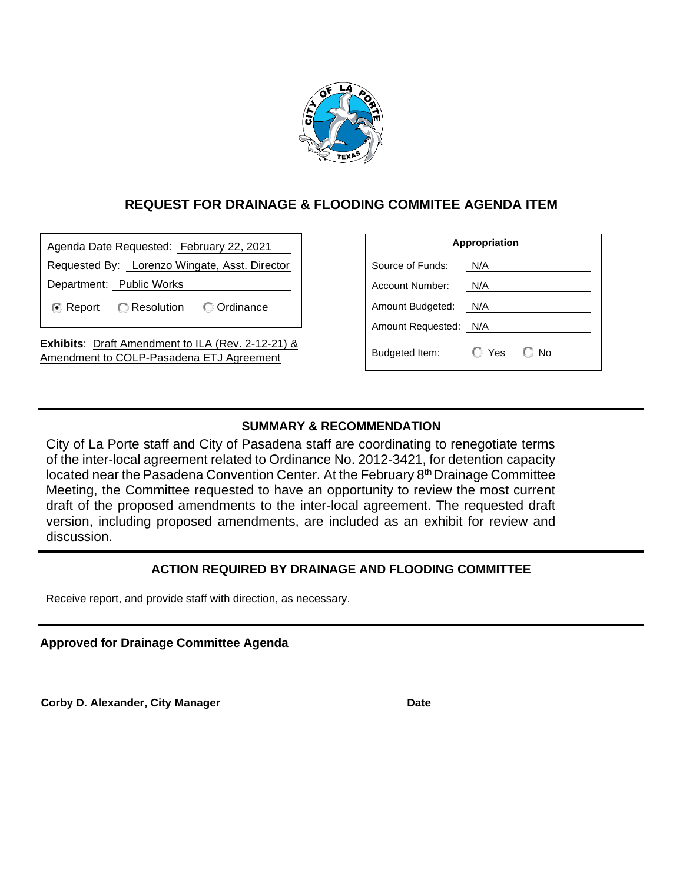# REQUEST FOR DRAINAGE & FLOODING COMMITEE AGENDA ITEM

Agenda Date Requested: February 22, 2021

Requested By: Lorenzo Wingate, Asst. Director

Department: Public Works

(•) Report ( ) Resolution ( ) Ordinance

**Exhibits**: Draft Amendment to ILA (Rev. 2-12-21) & Amendment to COLP-Pasadena ETJ Agreement

| Appropriation | |
|---|---|
| Source of Funds: | N/A |
| Account Number: | N/A |
| Amount Budgeted: | N/A |
| Amount Requested: | N/A |
| Budgeted Item: | ( ) Yes ( ) No |

## SUMMARY & RECOMMENDATION

City of La Porte staff and City of Pasadena staff are coordinating to renegotiate terms of the inter-local agreement related to Ordinance No. 2012-3421, for detention capacity located near the Pasadena Convention Center. At the February 8th Drainage Committee Meeting, the Committee requested to have an opportunity to review the most current draft of the proposed amendments to the inter-local agreement. The requested draft version, including proposed amendments, are included as an exhibit for review and discussion.

## ACTION REQUIRED BY DRAINAGE AND FLOODING COMMITTEE

Receive report, and provide staff with direction, as necessary.

**Approved for Drainage Committee Agenda**

**Corby D. Alexander, City Manager** **Date**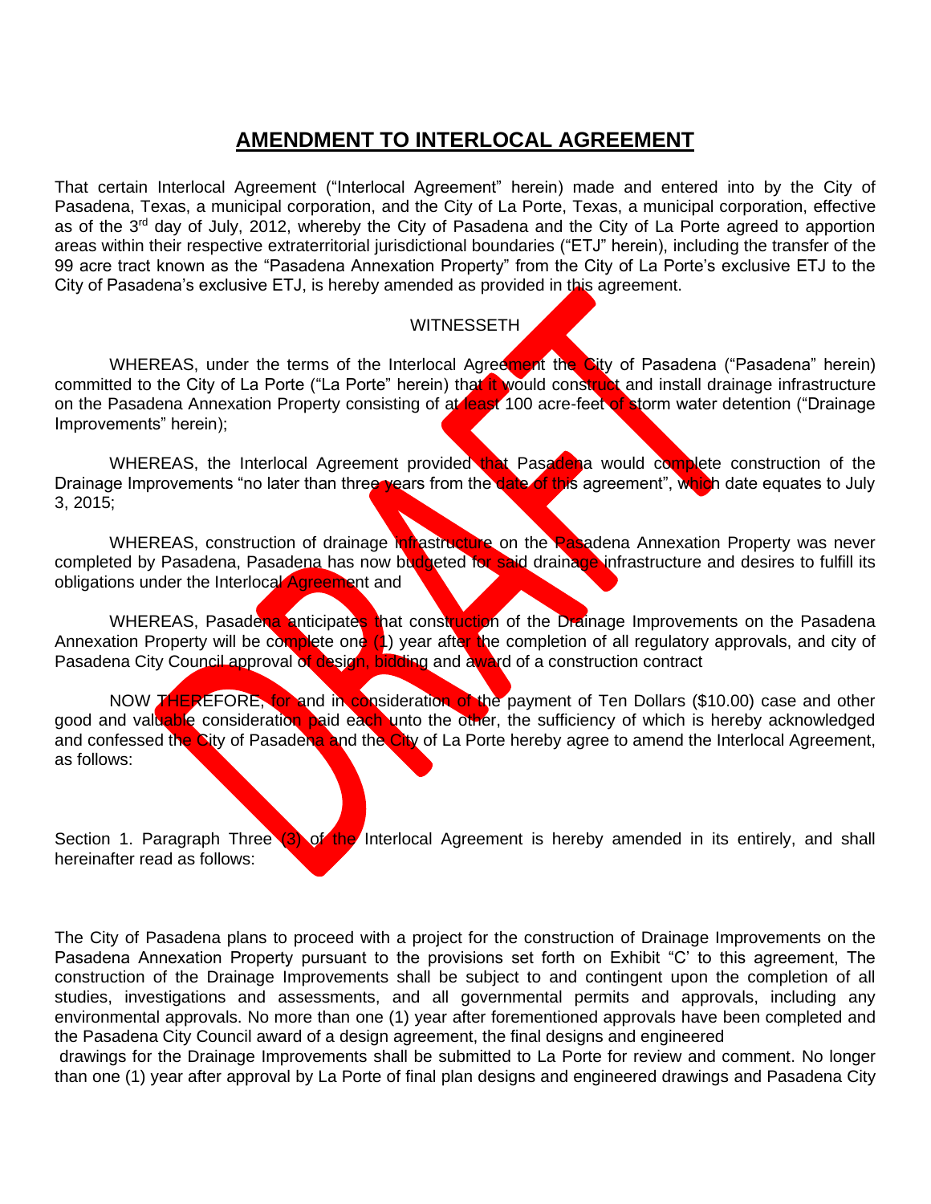# AMENDMENT TO INTERLOCAL AGREEMENT

That certain Interlocal Agreement ("Interlocal Agreement" herein) made and entered into by the City of Pasadena, Texas, a municipal corporation, and the City of La Porte, Texas, a municipal corporation, effective as of the 3rd day of July, 2012, whereby the City of Pasadena and the City of La Porte agreed to apportion areas within their respective extraterritorial jurisdictional boundaries ("ETJ" herein), including the transfer of the 99 acre tract known as the "Pasadena Annexation Property" from the City of La Porte's exclusive ETJ to the City of Pasadena's exclusive ETJ, is hereby amended as provided in this agreement.

WITNESSETH

WHEREAS, under the terms of the Interlocal Agreement the City of Pasadena ("Pasadena" herein) committed to the City of La Porte ("La Porte" herein) that it would construct and install drainage infrastructure on the Pasadena Annexation Property consisting of at least 100 acre-feet of storm water detention ("Drainage Improvements" herein);

WHEREAS, the Interlocal Agreement provided that Pasadena would complete construction of the Drainage Improvements "no later than three years from the date of this agreement", which date equates to July 3, 2015;

WHEREAS, construction of drainage infrastructure on the Pasadena Annexation Property was never completed by Pasadena, Pasadena has now budgeted for said drainage infrastructure and desires to fulfill its obligations under the Interlocal Agreement and

WHEREAS, Pasadena anticipates that construction of the Drainage Improvements on the Pasadena Annexation Property will be complete one (1) year after the completion of all regulatory approvals, and city of Pasadena City Council approval of design, bidding and award of a construction contract

NOW THEREFORE, for and in consideration of the payment of Ten Dollars ($10.00) case and other good and valuable consideration paid each unto the other, the sufficiency of which is hereby acknowledged and confessed the City of Pasadena and the City of La Porte hereby agree to amend the Interlocal Agreement, as follows:

Section 1. Paragraph Three (3) of the Interlocal Agreement is hereby amended in its entirely, and shall hereinafter read as follows:

The City of Pasadena plans to proceed with a project for the construction of Drainage Improvements on the Pasadena Annexation Property pursuant to the provisions set forth on Exhibit "C' to this agreement, The construction of the Drainage Improvements shall be subject to and contingent upon the completion of all studies, investigations and assessments, and all governmental permits and approvals, including any environmental approvals. No more than one (1) year after forementioned approvals have been completed and the Pasadena City Council award of a design agreement, the final designs and engineered drawings for the Drainage Improvements shall be submitted to La Porte for review and comment. No longer than one (1) year after approval by La Porte of final plan designs and engineered drawings and Pasadena City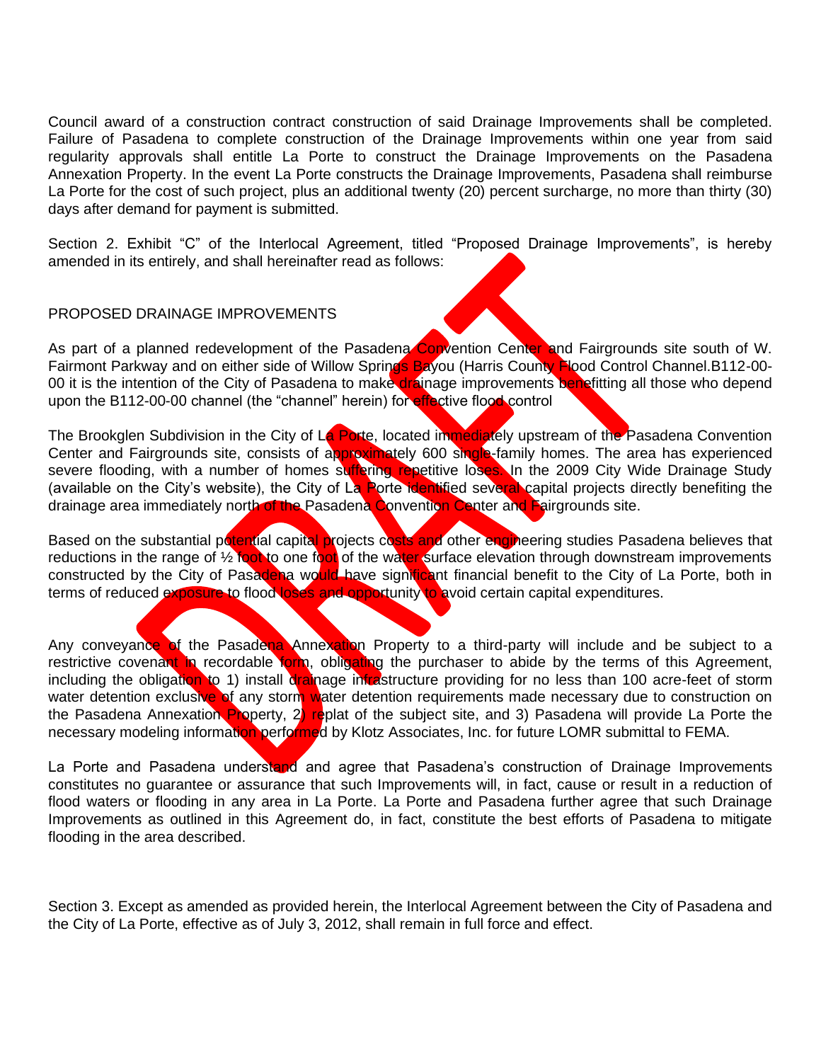Council award of a construction contract construction of said Drainage Improvements shall be completed. Failure of Pasadena to complete construction of the Drainage Improvements within one year from said regularity approvals shall entitle La Porte to construct the Drainage Improvements on the Pasadena Annexation Property. In the event La Porte constructs the Drainage Improvements, Pasadena shall reimburse La Porte for the cost of such project, plus an additional twenty (20) percent surcharge, no more than thirty (30) days after demand for payment is submitted.

Section 2. Exhibit "C" of the Interlocal Agreement, titled "Proposed Drainage Improvements", is hereby amended in its entirely, and shall hereinafter read as follows:

PROPOSED DRAINAGE IMPROVEMENTS

As part of a planned redevelopment of the Pasadena Convention Center and Fairgrounds site south of W. Fairmont Parkway and on either side of Willow Springs Bayou (Harris County Flood Control Channel.B112-00-00 it is the intention of the City of Pasadena to make drainage improvements benefitting all those who depend upon the B112-00-00 channel (the "channel" herein) for effective flood control

The Brookglen Subdivision in the City of La Porte, located immediately upstream of the Pasadena Convention Center and Fairgrounds site, consists of approximately 600 single-family homes. The area has experienced severe flooding, with a number of homes suffering repetitive loses. In the 2009 City Wide Drainage Study (available on the City's website), the City of La Porte identified several capital projects directly benefiting the drainage area immediately north of the Pasadena Convention Center and Fairgrounds site.

Based on the substantial potential capital projects costs and other engineering studies Pasadena believes that reductions in the range of ½ foot to one foot of the water surface elevation through downstream improvements constructed by the City of Pasadena would have significant financial benefit to the City of La Porte, both in terms of reduced exposure to flood loses and opportunity to avoid certain capital expenditures.

Any conveyance of the Pasadena Annexation Property to a third-party will include and be subject to a restrictive covenant in recordable form, obligating the purchaser to abide by the terms of this Agreement, including the obligation to 1) install drainage infrastructure providing for no less than 100 acre-feet of storm water detention exclusive of any storm water detention requirements made necessary due to construction on the Pasadena Annexation Property, 2) replat of the subject site, and 3) Pasadena will provide La Porte the necessary modeling information performed by Klotz Associates, Inc. for future LOMR submittal to FEMA.

La Porte and Pasadena understand and agree that Pasadena's construction of Drainage Improvements constitutes no guarantee or assurance that such Improvements will, in fact, cause or result in a reduction of flood waters or flooding in any area in La Porte. La Porte and Pasadena further agree that such Drainage Improvements as outlined in this Agreement do, in fact, constitute the best efforts of Pasadena to mitigate flooding in the area described.

Section 3. Except as amended as provided herein, the Interlocal Agreement between the City of Pasadena and the City of La Porte, effective as of July 3, 2012, shall remain in full force and effect.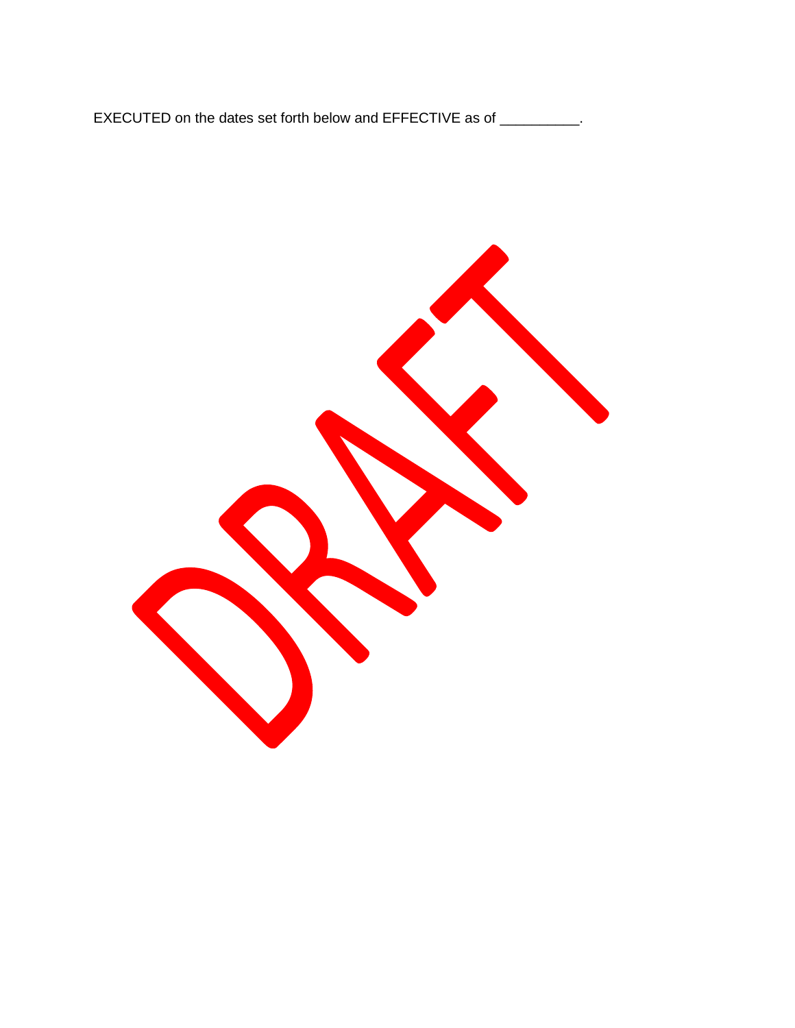EXECUTED on the dates set forth below and EFFECTIVE as of __________.

DRAFT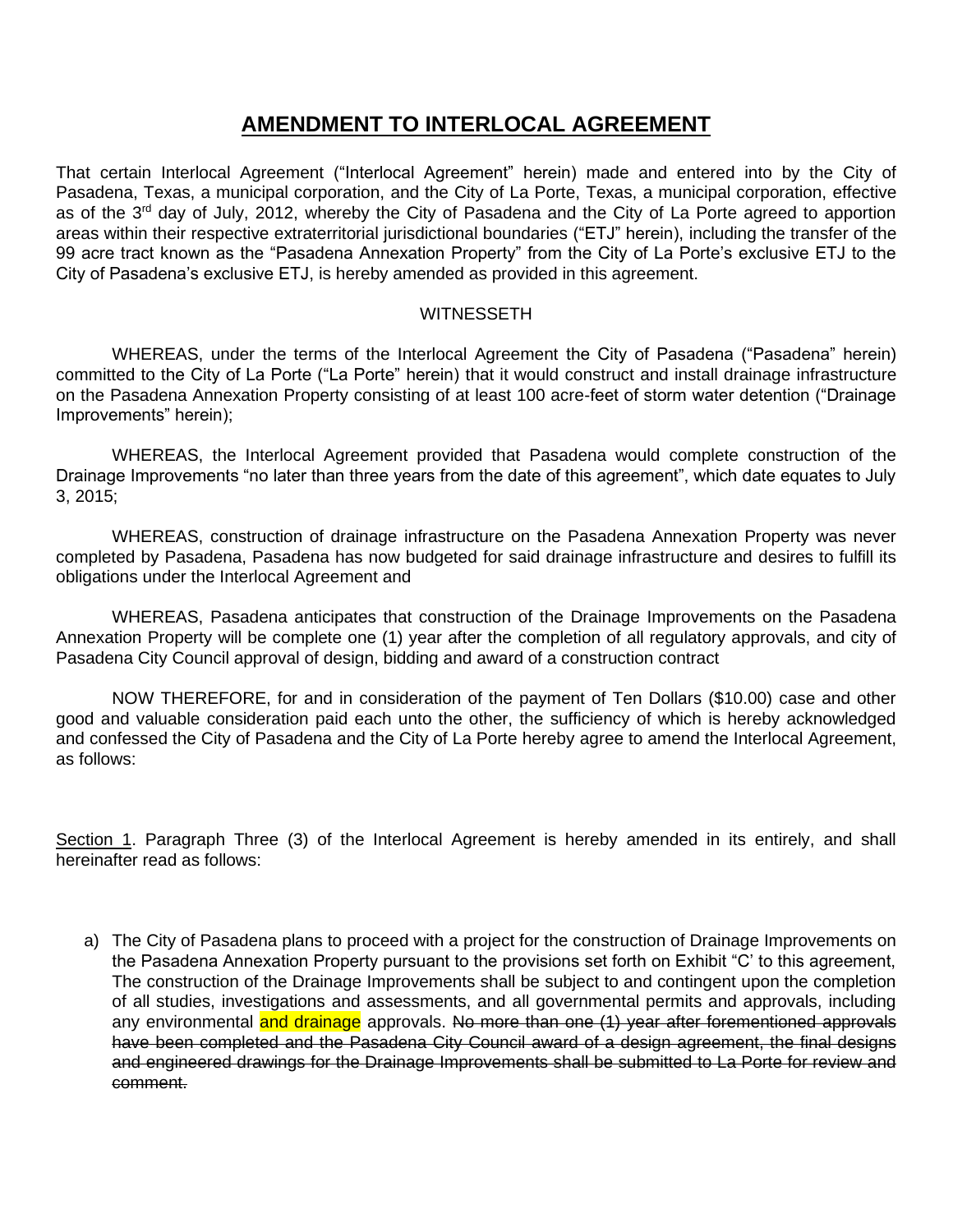# AMENDMENT TO INTERLOCAL AGREEMENT

That certain Interlocal Agreement ("Interlocal Agreement" herein) made and entered into by the City of Pasadena, Texas, a municipal corporation, and the City of La Porte, Texas, a municipal corporation, effective as of the 3rd day of July, 2012, whereby the City of Pasadena and the City of La Porte agreed to apportion areas within their respective extraterritorial jurisdictional boundaries ("ETJ" herein), including the transfer of the 99 acre tract known as the "Pasadena Annexation Property" from the City of La Porte's exclusive ETJ to the City of Pasadena's exclusive ETJ, is hereby amended as provided in this agreement.

WITNESSETH

WHEREAS, under the terms of the Interlocal Agreement the City of Pasadena ("Pasadena" herein) committed to the City of La Porte ("La Porte" herein) that it would construct and install drainage infrastructure on the Pasadena Annexation Property consisting of at least 100 acre-feet of storm water detention ("Drainage Improvements" herein);

WHEREAS, the Interlocal Agreement provided that Pasadena would complete construction of the Drainage Improvements "no later than three years from the date of this agreement", which date equates to July 3, 2015;

WHEREAS, construction of drainage infrastructure on the Pasadena Annexation Property was never completed by Pasadena, Pasadena has now budgeted for said drainage infrastructure and desires to fulfill its obligations under the Interlocal Agreement and

WHEREAS, Pasadena anticipates that construction of the Drainage Improvements on the Pasadena Annexation Property will be complete one (1) year after the completion of all regulatory approvals, and city of Pasadena City Council approval of design, bidding and award of a construction contract

NOW THEREFORE, for and in consideration of the payment of Ten Dollars ($10.00) case and other good and valuable consideration paid each unto the other, the sufficiency of which is hereby acknowledged and confessed the City of Pasadena and the City of La Porte hereby agree to amend the Interlocal Agreement, as follows:

Section 1. Paragraph Three (3) of the Interlocal Agreement is hereby amended in its entirely, and shall hereinafter read as follows:

a) The City of Pasadena plans to proceed with a project for the construction of Drainage Improvements on the Pasadena Annexation Property pursuant to the provisions set forth on Exhibit "C' to this agreement, The construction of the Drainage Improvements shall be subject to and contingent upon the completion of all studies, investigations and assessments, and all governmental permits and approvals, including any environmental and drainage approvals. ~~No more than one (1) year after forementioned approvals have been completed and the Pasadena City Council award of a design agreement, the final designs and engineered drawings for the Drainage Improvements shall be submitted to La Porte for review and comment.~~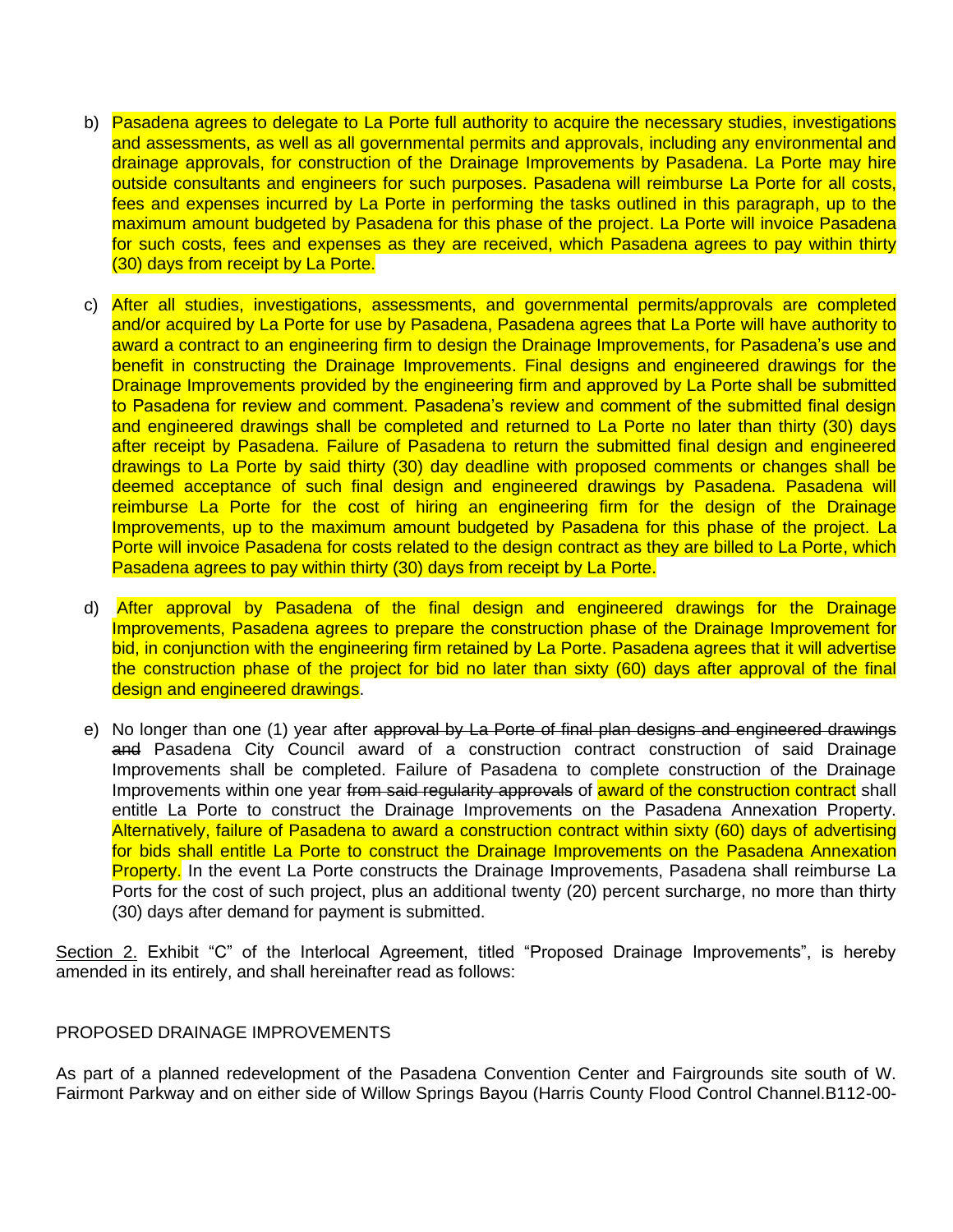b) Pasadena agrees to delegate to La Porte full authority to acquire the necessary studies, investigations and assessments, as well as all governmental permits and approvals, including any environmental and drainage approvals, for construction of the Drainage Improvements by Pasadena. La Porte may hire outside consultants and engineers for such purposes. Pasadena will reimburse La Porte for all costs, fees and expenses incurred by La Porte in performing the tasks outlined in this paragraph, up to the maximum amount budgeted by Pasadena for this phase of the project. La Porte will invoice Pasadena for such costs, fees and expenses as they are received, which Pasadena agrees to pay within thirty (30) days from receipt by La Porte.

c) After all studies, investigations, assessments, and governmental permits/approvals are completed and/or acquired by La Porte for use by Pasadena, Pasadena agrees that La Porte will have authority to award a contract to an engineering firm to design the Drainage Improvements, for Pasadena's use and benefit in constructing the Drainage Improvements. Final designs and engineered drawings for the Drainage Improvements provided by the engineering firm and approved by La Porte shall be submitted to Pasadena for review and comment. Pasadena's review and comment of the submitted final design and engineered drawings shall be completed and returned to La Porte no later than thirty (30) days after receipt by Pasadena. Failure of Pasadena to return the submitted final design and engineered drawings to La Porte by said thirty (30) day deadline with proposed comments or changes shall be deemed acceptance of such final design and engineered drawings by Pasadena. Pasadena will reimburse La Porte for the cost of hiring an engineering firm for the design of the Drainage Improvements, up to the maximum amount budgeted by Pasadena for this phase of the project. La Porte will invoice Pasadena for costs related to the design contract as they are billed to La Porte, which Pasadena agrees to pay within thirty (30) days from receipt by La Porte.

d) After approval by Pasadena of the final design and engineered drawings for the Drainage Improvements, Pasadena agrees to prepare the construction phase of the Drainage Improvement for bid, in conjunction with the engineering firm retained by La Porte. Pasadena agrees that it will advertise the construction phase of the project for bid no later than sixty (60) days after approval of the final design and engineered drawings.

e) No longer than one (1) year after ~~approval by La Porte of final plan designs and engineered drawings and~~ Pasadena City Council award of a construction contract construction of said Drainage Improvements shall be completed. Failure of Pasadena to complete construction of the Drainage Improvements within one year ~~from said regularity approvals~~ of award of the construction contract shall entitle La Porte to construct the Drainage Improvements on the Pasadena Annexation Property. Alternatively, failure of Pasadena to award a construction contract within sixty (60) days of advertising for bids shall entitle La Porte to construct the Drainage Improvements on the Pasadena Annexation Property. In the event La Porte constructs the Drainage Improvements, Pasadena shall reimburse La Ports for the cost of such project, plus an additional twenty (20) percent surcharge, no more than thirty (30) days after demand for payment is submitted.

<u>Section 2.</u> Exhibit "C" of the Interlocal Agreement, titled "Proposed Drainage Improvements", is hereby amended in its entirely, and shall hereinafter read as follows:

PROPOSED DRAINAGE IMPROVEMENTS

As part of a planned redevelopment of the Pasadena Convention Center and Fairgrounds site south of W. Fairmont Parkway and on either side of Willow Springs Bayou (Harris County Flood Control Channel.B112-00-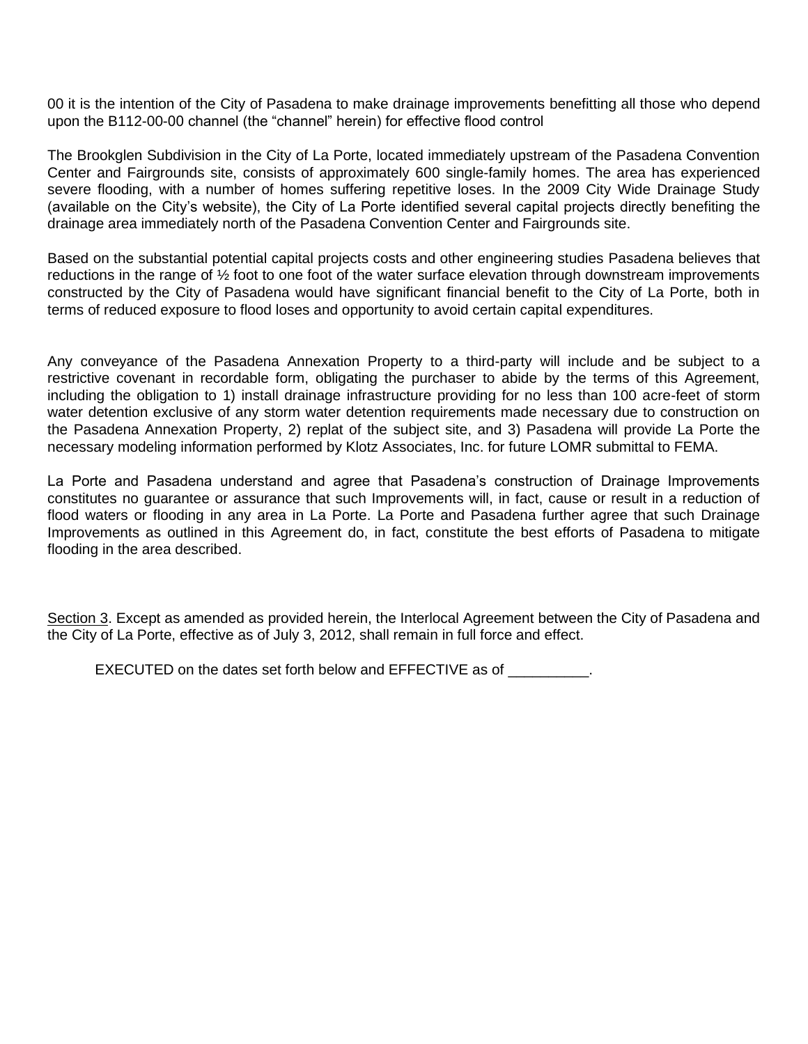00 it is the intention of the City of Pasadena to make drainage improvements benefitting all those who depend upon the B112-00-00 channel (the "channel" herein) for effective flood control

The Brookglen Subdivision in the City of La Porte, located immediately upstream of the Pasadena Convention Center and Fairgrounds site, consists of approximately 600 single-family homes. The area has experienced severe flooding, with a number of homes suffering repetitive loses. In the 2009 City Wide Drainage Study (available on the City's website), the City of La Porte identified several capital projects directly benefiting the drainage area immediately north of the Pasadena Convention Center and Fairgrounds site.

Based on the substantial potential capital projects costs and other engineering studies Pasadena believes that reductions in the range of ½ foot to one foot of the water surface elevation through downstream improvements constructed by the City of Pasadena would have significant financial benefit to the City of La Porte, both in terms of reduced exposure to flood loses and opportunity to avoid certain capital expenditures.

Any conveyance of the Pasadena Annexation Property to a third-party will include and be subject to a restrictive covenant in recordable form, obligating the purchaser to abide by the terms of this Agreement, including the obligation to 1) install drainage infrastructure providing for no less than 100 acre-feet of storm water detention exclusive of any storm water detention requirements made necessary due to construction on the Pasadena Annexation Property, 2) replat of the subject site, and 3) Pasadena will provide La Porte the necessary modeling information performed by Klotz Associates, Inc. for future LOMR submittal to FEMA.

La Porte and Pasadena understand and agree that Pasadena's construction of Drainage Improvements constitutes no guarantee or assurance that such Improvements will, in fact, cause or result in a reduction of flood waters or flooding in any area in La Porte. La Porte and Pasadena further agree that such Drainage Improvements as outlined in this Agreement do, in fact, constitute the best efforts of Pasadena to mitigate flooding in the area described.

<u>Section 3</u>. Except as amended as provided herein, the Interlocal Agreement between the City of Pasadena and the City of La Porte, effective as of July 3, 2012, shall remain in full force and effect.

EXECUTED on the dates set forth below and EFFECTIVE as of __________.